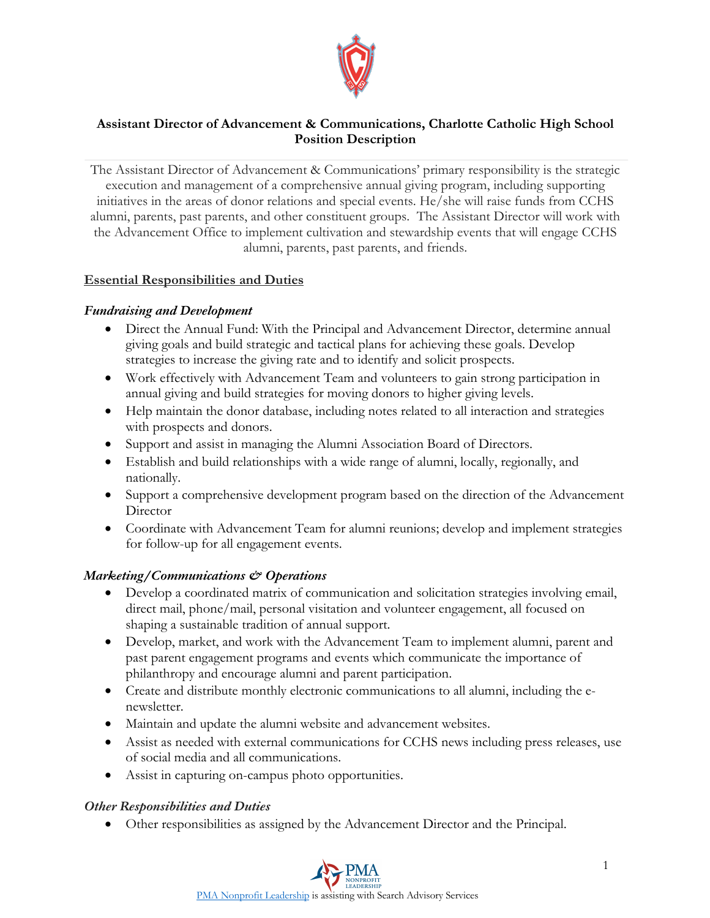**Assistant Director of Advancement & Communications, Charlotte Catholic High School Position Description**

The Assistant Director of Advancement & Communications' primary responsibility is the strategic execution and management of a comprehensive annual giving program, including supporting initiatives in the areas of donor relations and special events. He/she will raise funds from CCHS alumni, parents, past parents, and other constituent groups. The Assistant Director will work with the Advancement Office to implement cultivation and stewardship events that will engage CCHS alumni, parents, past parents, and friends.

## Essential Responsibilities and Duties

### *Fundraising and Development*

- Direct the Annual Fund: With the Principal and Advancement Director, determine annual giving goals and build strategic and tactical plans for achieving these goals. Develop strategies to increase the giving rate and to identify and solicit prospects.
- Work effectively with Advancement Team and volunteers to gain strong participation in annual giving and build strategies for moving donors to higher giving levels.
- Help maintain the donor database, including notes related to all interaction and strategies with prospects and donors.
- Support and assist in managing the Alumni Association Board of Directors.
- Establish and build relationships with a wide range of alumni, locally, regionally, and nationally.
- Support a comprehensive development program based on the direction of the Advancement Director
- Coordinate with Advancement Team for alumni reunions; develop and implement strategies for follow-up for all engagement events.

### *Marketing/Communications & Operations*

- Develop a coordinated matrix of communication and solicitation strategies involving email, direct mail, phone/mail, personal visitation and volunteer engagement, all focused on shaping a sustainable tradition of annual support.
- Develop, market, and work with the Advancement Team to implement alumni, parent and past parent engagement programs and events which communicate the importance of philanthropy and encourage alumni and parent participation.
- Create and distribute monthly electronic communications to all alumni, including the e-newsletter.
- Maintain and update the alumni website and advancement websites.
- Assist as needed with external communications for CCHS news including press releases, use of social media and all communications.
- Assist in capturing on-campus photo opportunities.

### *Other Responsibilities and Duties*

- Other responsibilities as assigned by the Advancement Director and the Principal.

PMA Nonprofit Leadership is assisting with Search Advisory Services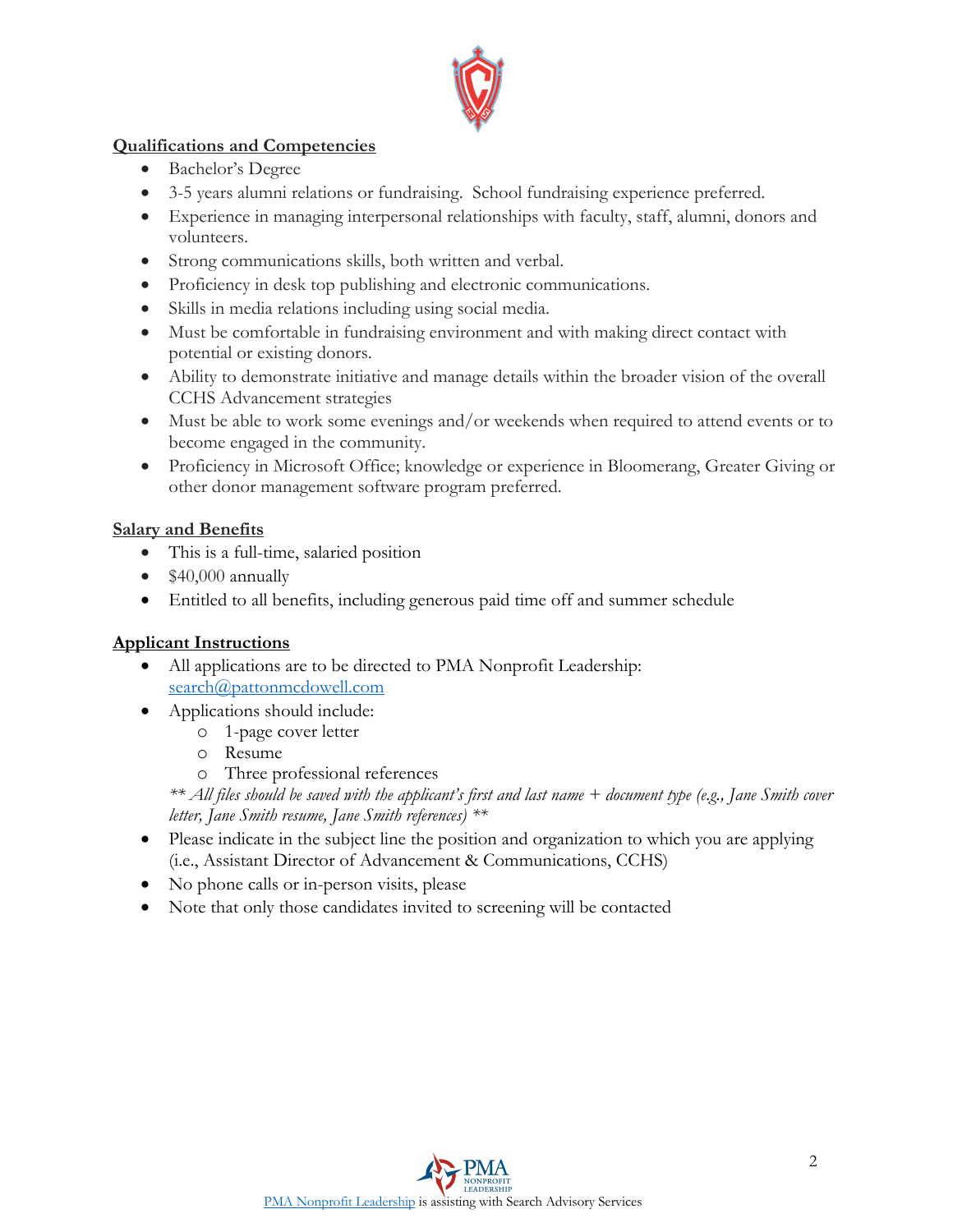## Qualifications and Competencies

- Bachelor's Degree
- 3-5 years alumni relations or fundraising. School fundraising experience preferred.
- Experience in managing interpersonal relationships with faculty, staff, alumni, donors and volunteers.
- Strong communications skills, both written and verbal.
- Proficiency in desk top publishing and electronic communications.
- Skills in media relations including using social media.
- Must be comfortable in fundraising environment and with making direct contact with potential or existing donors.
- Ability to demonstrate initiative and manage details within the broader vision of the overall CCHS Advancement strategies
- Must be able to work some evenings and/or weekends when required to attend events or to become engaged in the community.
- Proficiency in Microsoft Office; knowledge or experience in Bloomerang, Greater Giving or other donor management software program preferred.

## Salary and Benefits

- This is a full-time, salaried position
- $40,000 annually
- Entitled to all benefits, including generous paid time off and summer schedule

## Applicant Instructions

- All applications are to be directed to PMA Nonprofit Leadership: search@pattonmcdowell.com
- Applications should include:
    - 1-page cover letter
    - Resume
    - Three professional references

  *\*\* All files should be saved with the applicant's first and last name + document type (e.g., Jane Smith cover letter, Jane Smith resume, Jane Smith references) \*\**
- Please indicate in the subject line the position and organization to which you are applying (i.e., Assistant Director of Advancement & Communications, CCHS)
- No phone calls or in-person visits, please
- Note that only those candidates invited to screening will be contacted

PMA Nonprofit Leadership is assisting with Search Advisory Services